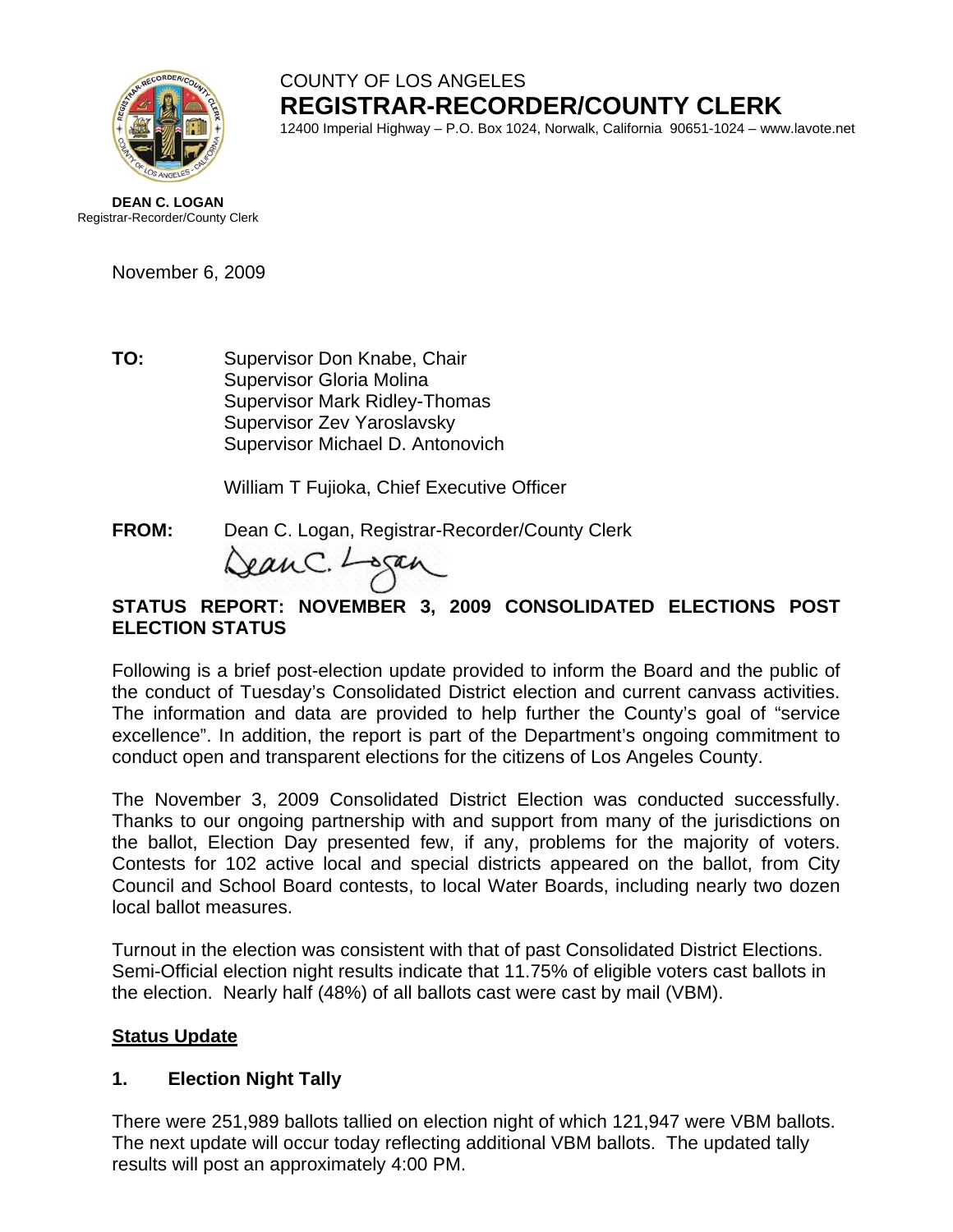COUNTY OF LOS ANGELES

**REGISTRAR-RECORDER/COUNTY CLERK**

12400 Imperial Highway – P.O. Box 1024, Norwalk, California 90651-1024 – www.lavote.net

**DEAN C. LOGAN**
Registrar-Recorder/County Clerk

November 6, 2009

**TO:** Supervisor Don Knabe, Chair
Supervisor Gloria Molina
Supervisor Mark Ridley-Thomas
Supervisor Zev Yaroslavsky
Supervisor Michael D. Antonovich

William T Fujioka, Chief Executive Officer

**FROM:** Dean C. Logan, Registrar-Recorder/County Clerk

**STATUS REPORT: NOVEMBER 3, 2009 CONSOLIDATED ELECTIONS POST ELECTION STATUS**

Following is a brief post-election update provided to inform the Board and the public of the conduct of Tuesday's Consolidated District election and current canvass activities. The information and data are provided to help further the County's goal of "service excellence". In addition, the report is part of the Department's ongoing commitment to conduct open and transparent elections for the citizens of Los Angeles County.

The November 3, 2009 Consolidated District Election was conducted successfully. Thanks to our ongoing partnership with and support from many of the jurisdictions on the ballot, Election Day presented few, if any, problems for the majority of voters. Contests for 102 active local and special districts appeared on the ballot, from City Council and School Board contests, to local Water Boards, including nearly two dozen local ballot measures.

Turnout in the election was consistent with that of past Consolidated District Elections. Semi-Official election night results indicate that 11.75% of eligible voters cast ballots in the election. Nearly half (48%) of all ballots cast were cast by mail (VBM).

**Status Update**

**1. Election Night Tally**

There were 251,989 ballots tallied on election night of which 121,947 were VBM ballots. The next update will occur today reflecting additional VBM ballots. The updated tally results will post an approximately 4:00 PM.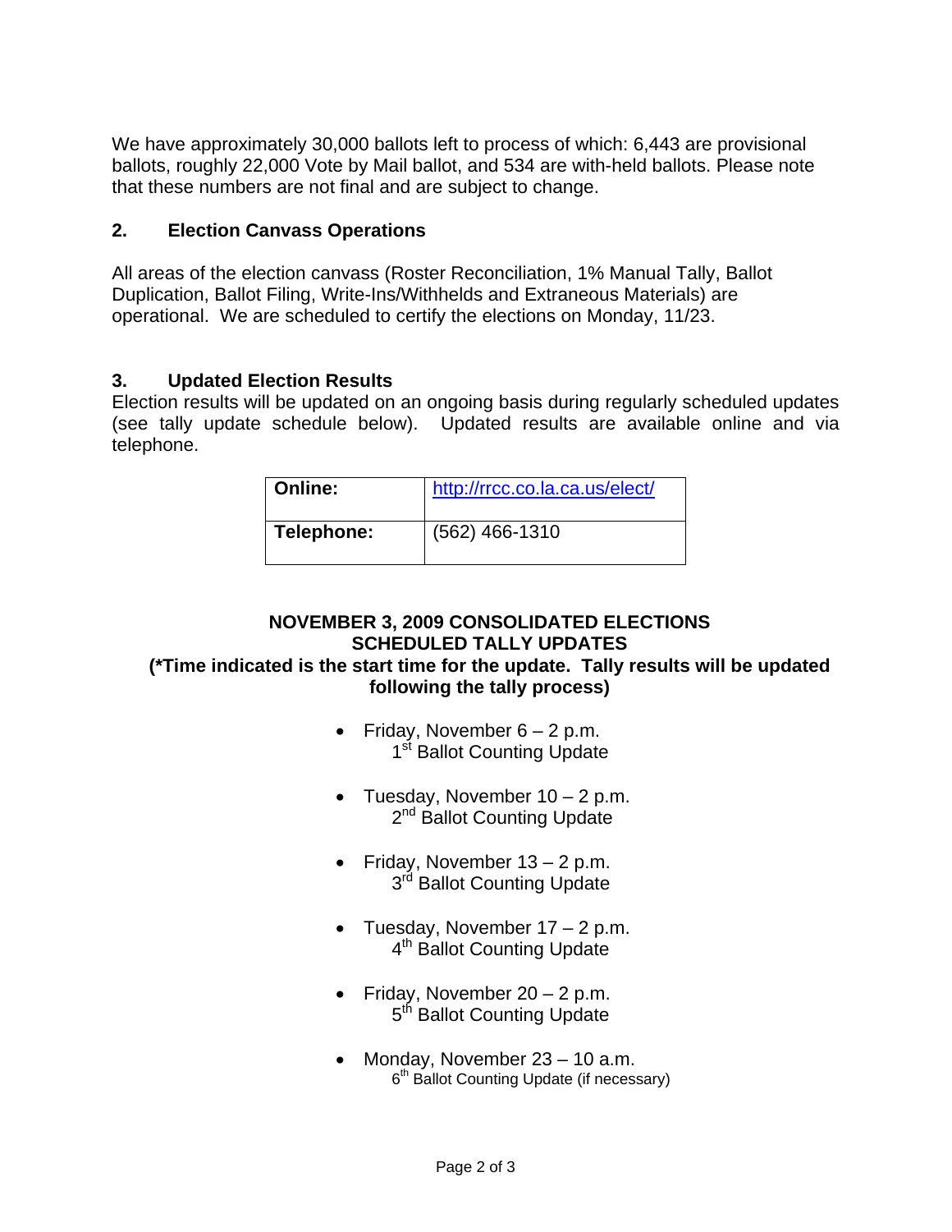We have approximately 30,000 ballots left to process of which: 6,443 are provisional ballots, roughly 22,000 Vote by Mail ballot, and 534 are with-held ballots. Please note that these numbers are not final and are subject to change.

## 2. Election Canvass Operations

All areas of the election canvass (Roster Reconciliation, 1% Manual Tally, Ballot Duplication, Ballot Filing, Write-Ins/Withhelds and Extraneous Materials) are operational. We are scheduled to certify the elections on Monday, 11/23.

## 3. Updated Election Results

Election results will be updated on an ongoing basis during regularly scheduled updates (see tally update schedule below). Updated results are available online and via telephone.

| | |
|---|---|
| **Online:** | http://rrcc.co.la.ca.us/elect/ |
| **Telephone:** | (562) 466-1310 |

**NOVEMBER 3, 2009 CONSOLIDATED ELECTIONS**
**SCHEDULED TALLY UPDATES**
**(*Time indicated is the start time for the update. Tally results will be updated following the tally process)**

- Friday, November 6 – 2 p.m.
  1st Ballot Counting Update
- Tuesday, November 10 – 2 p.m.
  2nd Ballot Counting Update
- Friday, November 13 – 2 p.m.
  3rd Ballot Counting Update
- Tuesday, November 17 – 2 p.m.
  4th Ballot Counting Update
- Friday, November 20 – 2 p.m.
  5th Ballot Counting Update
- Monday, November 23 – 10 a.m.
  6th Ballot Counting Update (if necessary)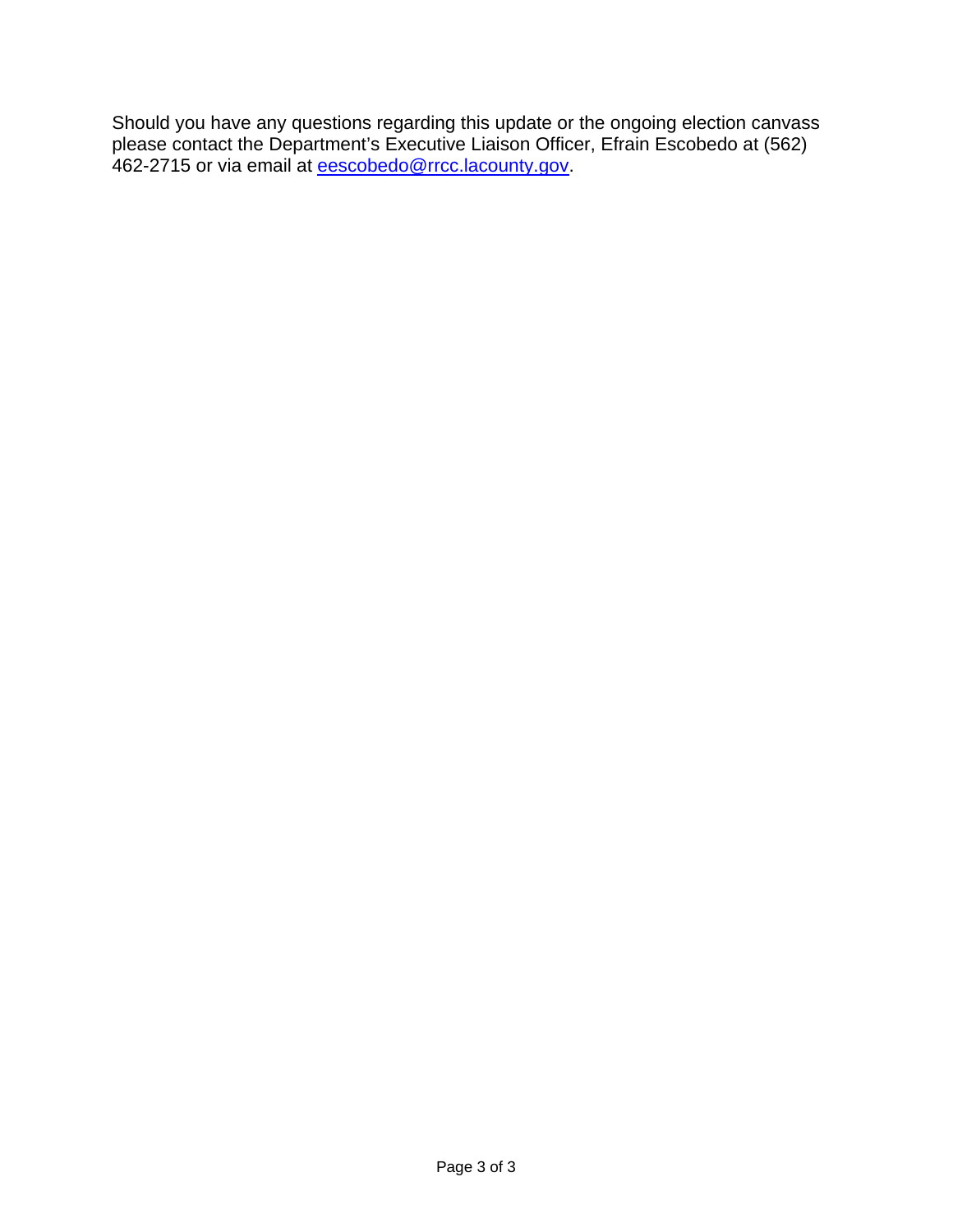Should you have any questions regarding this update or the ongoing election canvass please contact the Department's Executive Liaison Officer, Efrain Escobedo at (562) 462-2715 or via email at eescobedo@rrcc.lacounty.gov.